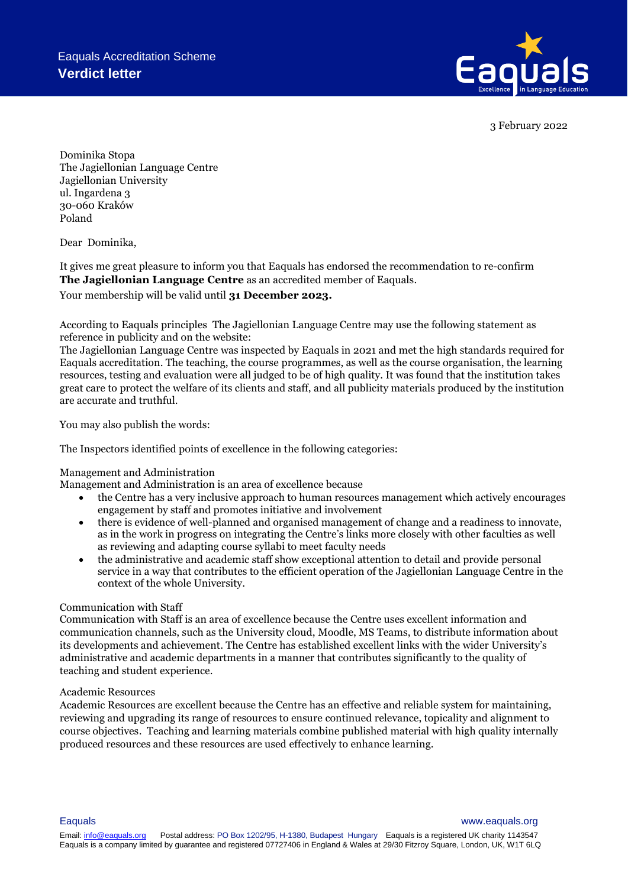Eaquals Accreditation Scheme

**Verdict letter**

3 February 2022

Dominika Stopa
The Jagiellonian Language Centre
Jagiellonian University
ul. Ingardena 3
30-060 Kraków
Poland

Dear Dominika,

It gives me great pleasure to inform you that Eaquals has endorsed the recommendation to re-confirm **The Jagiellonian Language Centre** as an accredited member of Eaquals.

Your membership will be valid until **31 December 2023.**

According to Eaquals principles The Jagiellonian Language Centre may use the following statement as reference in publicity and on the website:

The Jagiellonian Language Centre was inspected by Eaquals in 2021 and met the high standards required for Eaquals accreditation. The teaching, the course programmes, as well as the course organisation, the learning resources, testing and evaluation were all judged to be of high quality. It was found that the institution takes great care to protect the welfare of its clients and staff, and all publicity materials produced by the institution are accurate and truthful.

You may also publish the words:

The Inspectors identified points of excellence in the following categories:

Management and Administration

Management and Administration is an area of excellence because

- the Centre has a very inclusive approach to human resources management which actively encourages engagement by staff and promotes initiative and involvement
- there is evidence of well-planned and organised management of change and a readiness to innovate, as in the work in progress on integrating the Centre's links more closely with other faculties as well as reviewing and adapting course syllabi to meet faculty needs
- the administrative and academic staff show exceptional attention to detail and provide personal service in a way that contributes to the efficient operation of the Jagiellonian Language Centre in the context of the whole University.

Communication with Staff

Communication with Staff is an area of excellence because the Centre uses excellent information and communication channels, such as the University cloud, Moodle, MS Teams, to distribute information about its developments and achievement. The Centre has established excellent links with the wider University's administrative and academic departments in a manner that contributes significantly to the quality of teaching and student experience.

Academic Resources

Academic Resources are excellent because the Centre has an effective and reliable system for maintaining, reviewing and upgrading its range of resources to ensure continued relevance, topicality and alignment to course objectives. Teaching and learning materials combine published material with high quality internally produced resources and these resources are used effectively to enhance learning.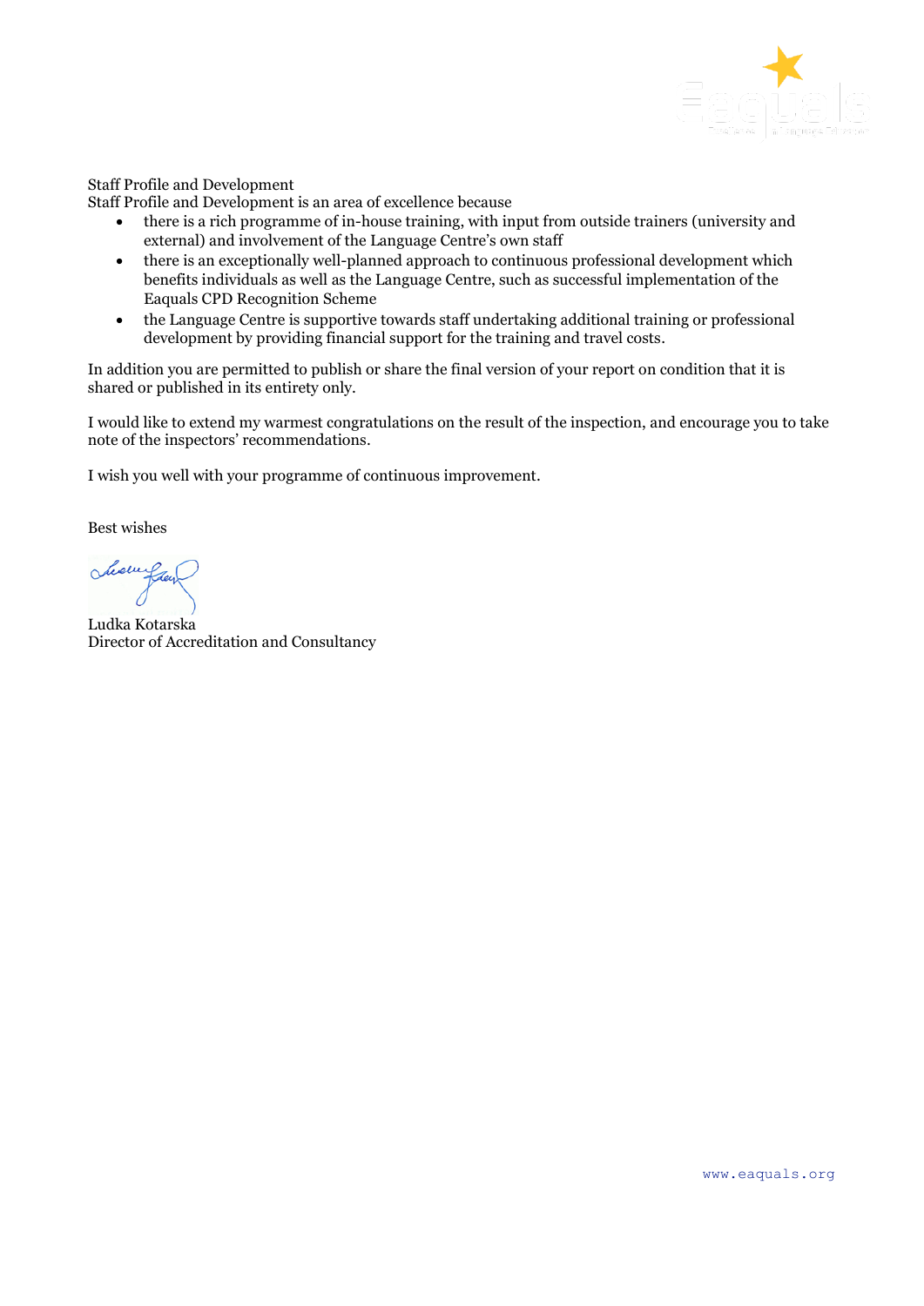Staff Profile and Development

Staff Profile and Development is an area of excellence because

- there is a rich programme of in-house training, with input from outside trainers (university and external) and involvement of the Language Centre's own staff
- there is an exceptionally well-planned approach to continuous professional development which benefits individuals as well as the Language Centre, such as successful implementation of the Eaquals CPD Recognition Scheme
- the Language Centre is supportive towards staff undertaking additional training or professional development by providing financial support for the training and travel costs.

In addition you are permitted to publish or share the final version of your report on condition that it is shared or published in its entirety only.

I would like to extend my warmest congratulations on the result of the inspection, and encourage you to take note of the inspectors' recommendations.

I wish you well with your programme of continuous improvement.

Best wishes

Ludka Kotarska
Director of Accreditation and Consultancy